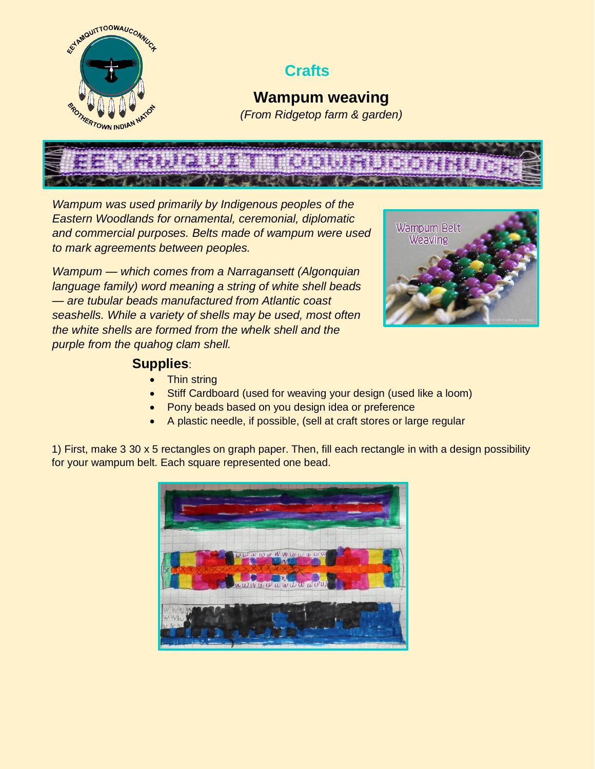## Crafts

# Wampum weaving

*(From Ridgetop farm & garden)*

*Wampum was used primarily by Indigenous peoples of the Eastern Woodlands for ornamental, ceremonial, diplomatic and commercial purposes. Belts made of wampum were used to mark agreements between peoples.*

*Wampum — which comes from a Narragansett (Algonquian language family) word meaning a string of white shell beads — are tubular beads manufactured from Atlantic coast seashells. While a variety of shells may be used, most often the white shells are formed from the whelk shell and the purple from the quahog clam shell.*

**Supplies**:

- Thin string
- Stiff Cardboard (used for weaving your design (used like a loom)
- Pony beads based on you design idea or preference
- A plastic needle, if possible, (sell at craft stores or large regular

1) First, make 3 30 x 5 rectangles on graph paper. Then, fill each rectangle in with a design possibility for your wampum belt. Each square represented one bead.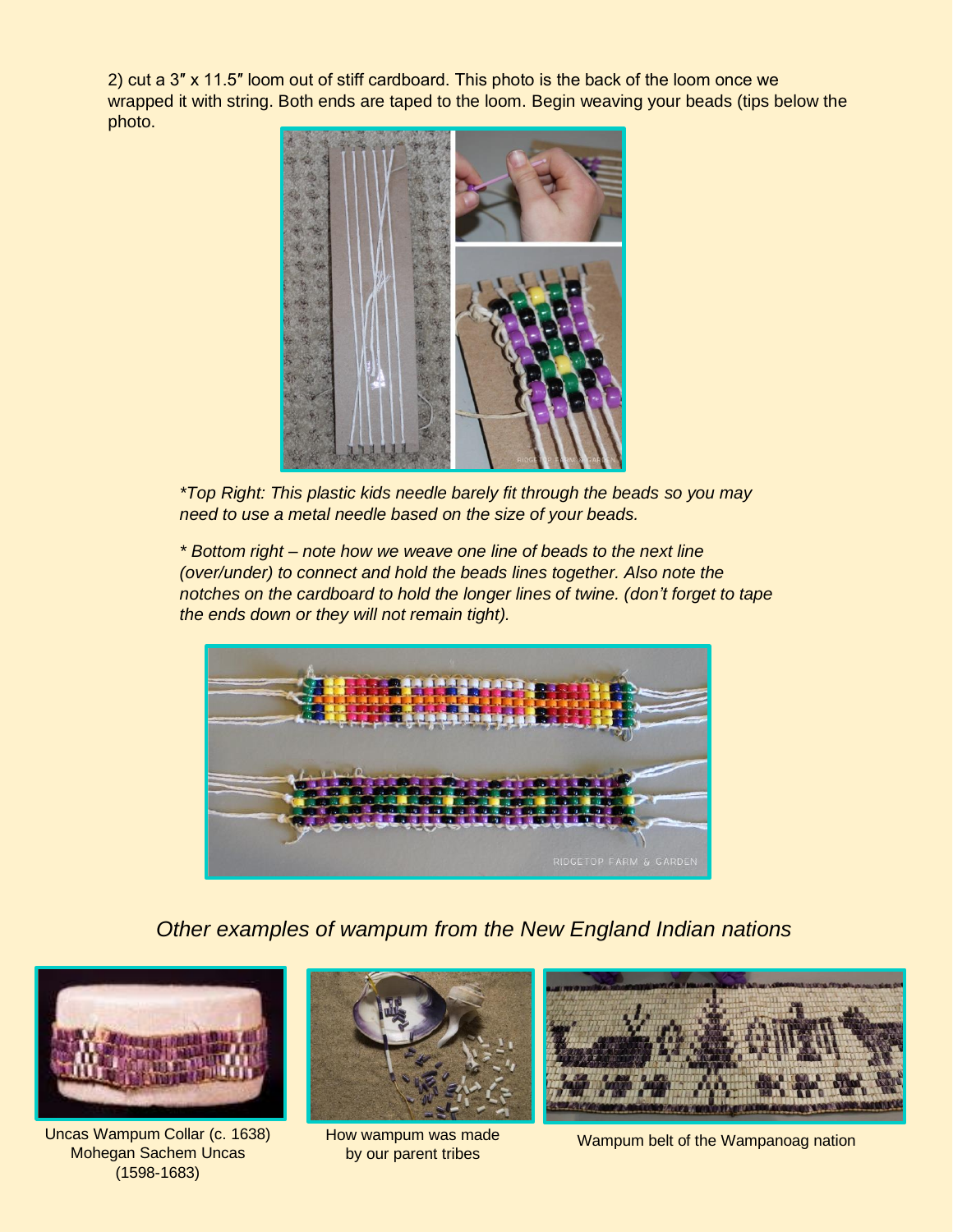2) cut a 3″ x 11.5″ loom out of stiff cardboard. This photo is the back of the loom once we wrapped it with string. Both ends are taped to the loom. Begin weaving your beads (tips below the photo.

*\*Top Right: This plastic kids needle barely fit through the beads so you may need to use a metal needle based on the size of your beads.*

*\* Bottom right – note how we weave one line of beads to the next line (over/under) to connect and hold the beads lines together. Also note the notches on the cardboard to hold the longer lines of twine. (don't forget to tape the ends down or they will not remain tight).*

## *Other examples of wampum from the New England Indian nations*

Uncas Wampum Collar (c. 1638)
Mohegan Sachem Uncas
(1598-1683)

How wampum was made
by our parent tribes

Wampum belt of the Wampanoag nation